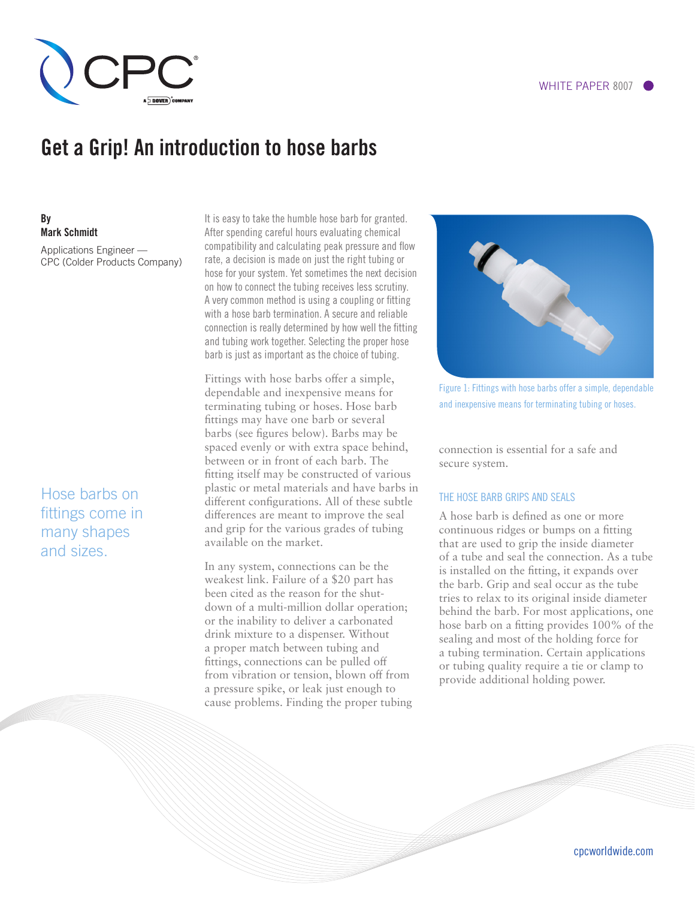WHITE PAPER 8007

# Get a Grip! An introduction to hose barbs

**By**
**Mark Schmidt**

Applications Engineer — CPC (Colder Products Company)

It is easy to take the humble hose barb for granted. After spending careful hours evaluating chemical compatibility and calculating peak pressure and flow rate, a decision is made on just the right tubing or hose for your system. Yet sometimes the next decision on how to connect the tubing receives less scrutiny. A very common method is using a coupling or fitting with a hose barb termination. A secure and reliable connection is really determined by how well the fitting and tubing work together. Selecting the proper hose barb is just as important as the choice of tubing.

Fittings with hose barbs offer a simple, dependable and inexpensive means for terminating tubing or hoses. Hose barb fittings may have one barb or several barbs (see figures below). Barbs may be spaced evenly or with extra space behind, between or in front of each barb. The fitting itself may be constructed of various plastic or metal materials and have barbs in different configurations. All of these subtle differences are meant to improve the seal and grip for the various grades of tubing available on the market.

Hose barbs on fittings come in many shapes and sizes.

In any system, connections can be the weakest link. Failure of a $20 part has been cited as the reason for the shutdown of a multi-million dollar operation; or the inability to deliver a carbonated drink mixture to a dispenser. Without a proper match between tubing and fittings, connections can be pulled off from vibration or tension, blown off from a pressure spike, or leak just enough to cause problems. Finding the proper tubing connection is essential for a safe and secure system.

Figure 1: Fittings with hose barbs offer a simple, dependable and inexpensive means for terminating tubing or hoses.

## THE HOSE BARB GRIPS AND SEALS

A hose barb is defined as one or more continuous ridges or bumps on a fitting that are used to grip the inside diameter of a tube and seal the connection. As a tube is installed on the fitting, it expands over the barb. Grip and seal occur as the tube tries to relax to its original inside diameter behind the barb. For most applications, one hose barb on a fitting provides 100% of the sealing and most of the holding force for a tubing termination. Certain applications or tubing quality require a tie or clamp to provide additional holding power.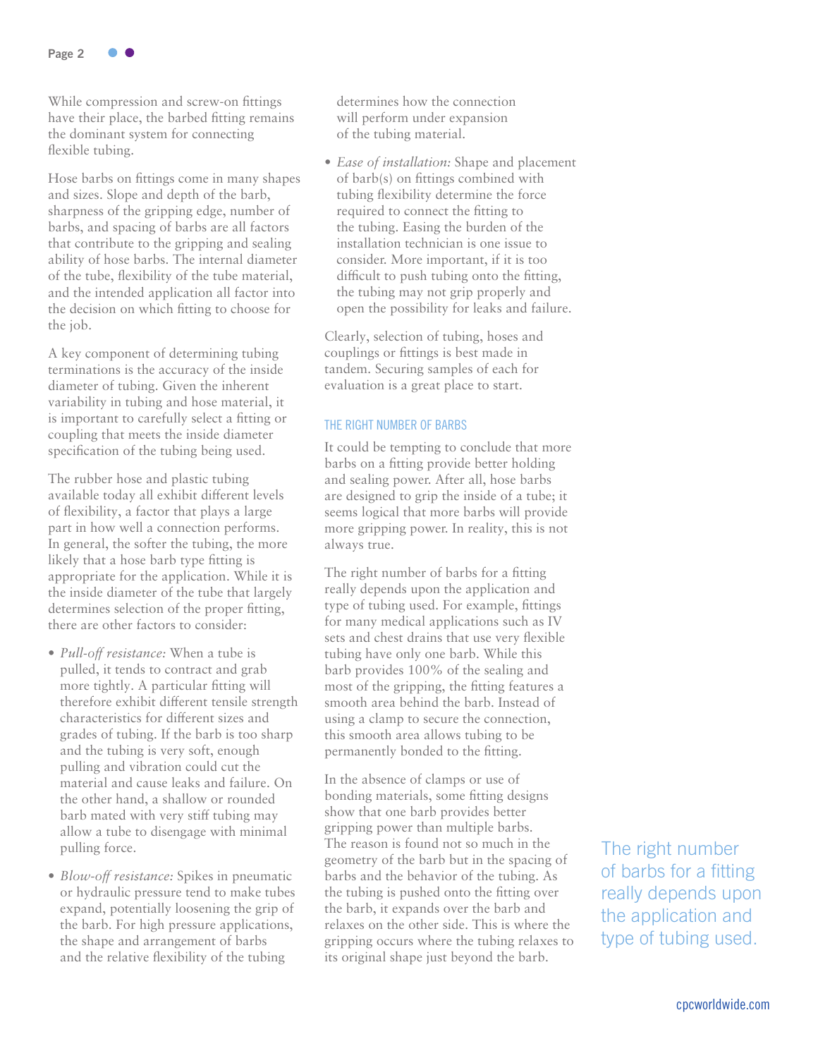While compression and screw-on fittings have their place, the barbed fitting remains the dominant system for connecting flexible tubing.

Hose barbs on fittings come in many shapes and sizes. Slope and depth of the barb, sharpness of the gripping edge, number of barbs, and spacing of barbs are all factors that contribute to the gripping and sealing ability of hose barbs. The internal diameter of the tube, flexibility of the tube material, and the intended application all factor into the decision on which fitting to choose for the job.

A key component of determining tubing terminations is the accuracy of the inside diameter of tubing. Given the inherent variability in tubing and hose material, it is important to carefully select a fitting or coupling that meets the inside diameter specification of the tubing being used.

The rubber hose and plastic tubing available today all exhibit different levels of flexibility, a factor that plays a large part in how well a connection performs. In general, the softer the tubing, the more likely that a hose barb type fitting is appropriate for the application. While it is the inside diameter of the tube that largely determines selection of the proper fitting, there are other factors to consider:

- *Pull-off resistance:* When a tube is pulled, it tends to contract and grab more tightly. A particular fitting will therefore exhibit different tensile strength characteristics for different sizes and grades of tubing. If the barb is too sharp and the tubing is very soft, enough pulling and vibration could cut the material and cause leaks and failure. On the other hand, a shallow or rounded barb mated with very stiff tubing may allow a tube to disengage with minimal pulling force.
- *Blow-off resistance:* Spikes in pneumatic or hydraulic pressure tend to make tubes expand, potentially loosening the grip of the barb. For high pressure applications, the shape and arrangement of barbs and the relative flexibility of the tubing determines how the connection will perform under expansion of the tubing material.
- *Ease of installation:* Shape and placement of barb(s) on fittings combined with tubing flexibility determine the force required to connect the fitting to the tubing. Easing the burden of the installation technician is one issue to consider. More important, if it is too difficult to push tubing onto the fitting, the tubing may not grip properly and open the possibility for leaks and failure.

Clearly, selection of tubing, hoses and couplings or fittings is best made in tandem. Securing samples of each for evaluation is a great place to start.

## THE RIGHT NUMBER OF BARBS

It could be tempting to conclude that more barbs on a fitting provide better holding and sealing power. After all, hose barbs are designed to grip the inside of a tube; it seems logical that more barbs will provide more gripping power. In reality, this is not always true.

The right number of barbs for a fitting really depends upon the application and type of tubing used. For example, fittings for many medical applications such as IV sets and chest drains that use very flexible tubing have only one barb. While this barb provides 100% of the sealing and most of the gripping, the fitting features a smooth area behind the barb. Instead of using a clamp to secure the connection, this smooth area allows tubing to be permanently bonded to the fitting.

In the absence of clamps or use of bonding materials, some fitting designs show that one barb provides better gripping power than multiple barbs. The reason is found not so much in the geometry of the barb but in the spacing of barbs and the behavior of the tubing. As the tubing is pushed onto the fitting over the barb, it expands over the barb and relaxes on the other side. This is where the gripping occurs where the tubing relaxes to its original shape just beyond the barb.

> The right number of barbs for a fitting really depends upon the application and type of tubing used.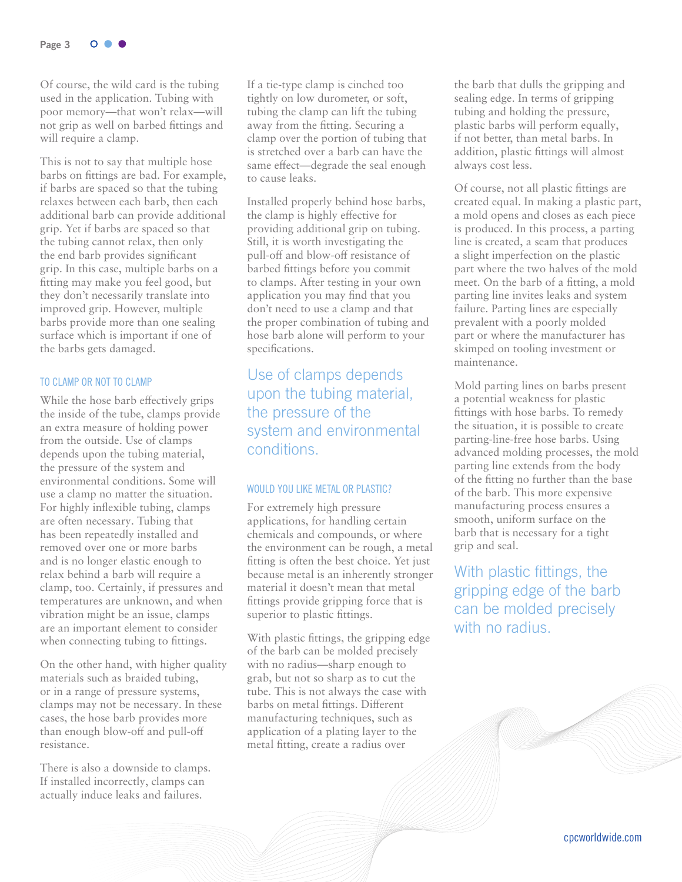Of course, the wild card is the tubing used in the application. Tubing with poor memory—that won't relax—will not grip as well on barbed fittings and will require a clamp.

This is not to say that multiple hose barbs on fittings are bad. For example, if barbs are spaced so that the tubing relaxes between each barb, then each additional barb can provide additional grip. Yet if barbs are spaced so that the tubing cannot relax, then only the end barb provides significant grip. In this case, multiple barbs on a fitting may make you feel good, but they don't necessarily translate into improved grip. However, multiple barbs provide more than one sealing surface which is important if one of the barbs gets damaged.

## TO CLAMP OR NOT TO CLAMP

While the hose barb effectively grips the inside of the tube, clamps provide an extra measure of holding power from the outside. Use of clamps depends upon the tubing material, the pressure of the system and environmental conditions. Some will use a clamp no matter the situation. For highly inflexible tubing, clamps are often necessary. Tubing that has been repeatedly installed and removed over one or more barbs and is no longer elastic enough to relax behind a barb will require a clamp, too. Certainly, if pressures and temperatures are unknown, and when vibration might be an issue, clamps are an important element to consider when connecting tubing to fittings.

On the other hand, with higher quality materials such as braided tubing, or in a range of pressure systems, clamps may not be necessary. In these cases, the hose barb provides more than enough blow-off and pull-off resistance.

There is also a downside to clamps. If installed incorrectly, clamps can actually induce leaks and failures. If a tie-type clamp is cinched too tightly on low durometer, or soft, tubing the clamp can lift the tubing away from the fitting. Securing a clamp over the portion of tubing that is stretched over a barb can have the same effect—degrade the seal enough to cause leaks.

Installed properly behind hose barbs, the clamp is highly effective for providing additional grip on tubing. Still, it is worth investigating the pull-off and blow-off resistance of barbed fittings before you commit to clamps. After testing in your own application you may find that you don't need to use a clamp and that the proper combination of tubing and hose barb alone will perform to your specifications.

> Use of clamps depends upon the tubing material, the pressure of the system and environmental conditions.

## WOULD YOU LIKE METAL OR PLASTIC?

For extremely high pressure applications, for handling certain chemicals and compounds, or where the environment can be rough, a metal fitting is often the best choice. Yet just because metal is an inherently stronger material it doesn't mean that metal fittings provide gripping force that is superior to plastic fittings.

With plastic fittings, the gripping edge of the barb can be molded precisely with no radius—sharp enough to grab, but not so sharp as to cut the tube. This is not always the case with barbs on metal fittings. Different manufacturing techniques, such as application of a plating layer to the metal fitting, create a radius over the barb that dulls the gripping and sealing edge. In terms of gripping tubing and holding the pressure, plastic barbs will perform equally, if not better, than metal barbs. In addition, plastic fittings will almost always cost less.

Of course, not all plastic fittings are created equal. In making a plastic part, a mold opens and closes as each piece is produced. In this process, a parting line is created, a seam that produces a slight imperfection on the plastic part where the two halves of the mold meet. On the barb of a fitting, a mold parting line invites leaks and system failure. Parting lines are especially prevalent with a poorly molded part or where the manufacturer has skimped on tooling investment or maintenance.

Mold parting lines on barbs present a potential weakness for plastic fittings with hose barbs. To remedy the situation, it is possible to create parting-line-free hose barbs. Using advanced molding processes, the mold parting line extends from the body of the fitting no further than the base of the barb. This more expensive manufacturing process ensures a smooth, uniform surface on the barb that is necessary for a tight grip and seal.

> With plastic fittings, the gripping edge of the barb can be molded precisely with no radius.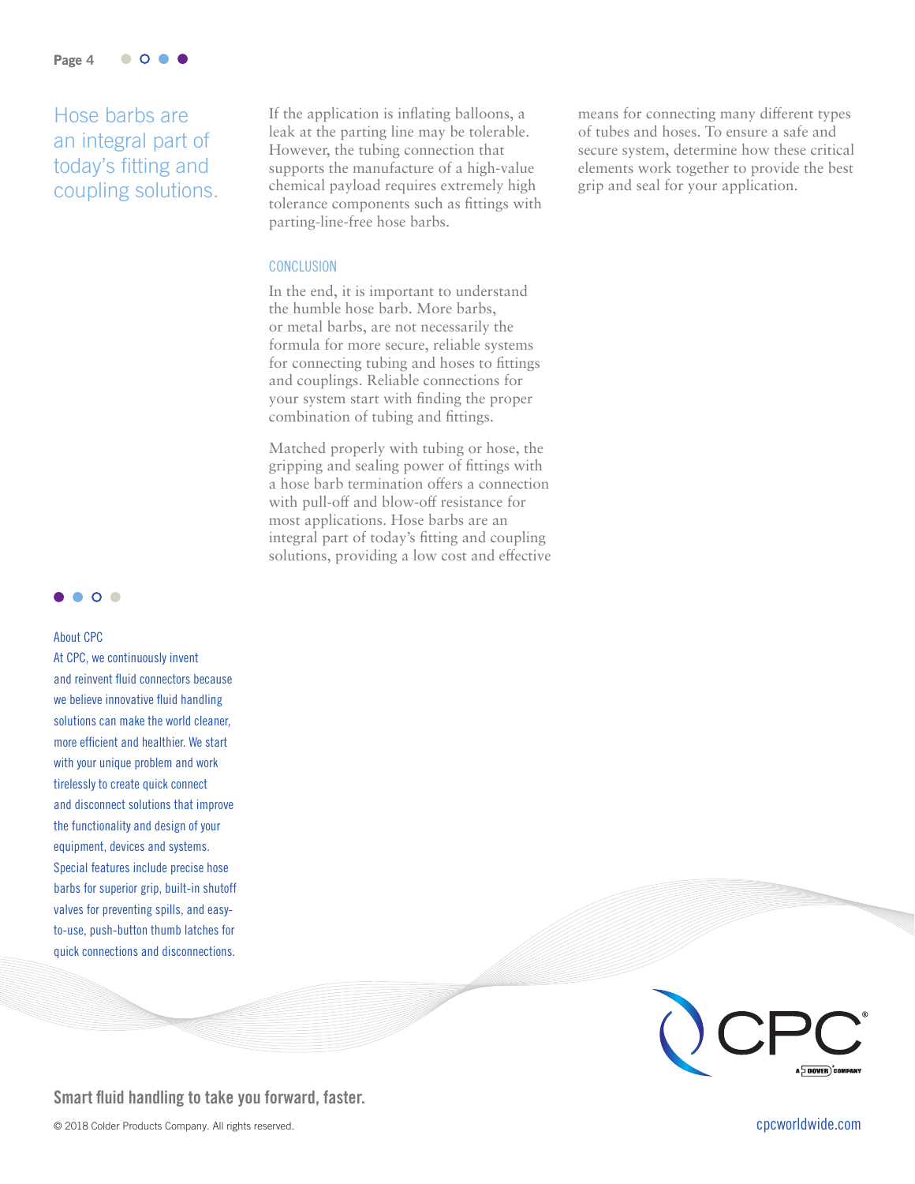Hose barbs are an integral part of today's fitting and coupling solutions.

If the application is inflating balloons, a leak at the parting line may be tolerable. However, the tubing connection that supports the manufacture of a high-value chemical payload requires extremely high tolerance components such as fittings with parting-line-free hose barbs.

## CONCLUSION

In the end, it is important to understand the humble hose barb. More barbs, or metal barbs, are not necessarily the formula for more secure, reliable systems for connecting tubing and hoses to fittings and couplings. Reliable connections for your system start with finding the proper combination of tubing and fittings.

Matched properly with tubing or hose, the gripping and sealing power of fittings with a hose barb termination offers a connection with pull-off and blow-off resistance for most applications. Hose barbs are an integral part of today's fitting and coupling solutions, providing a low cost and effective means for connecting many different types of tubes and hoses. To ensure a safe and secure system, determine how these critical elements work together to provide the best grip and seal for your application.

### About CPC

At CPC, we continuously invent and reinvent fluid connectors because we believe innovative fluid handling solutions can make the world cleaner, more efficient and healthier. We start with your unique problem and work tirelessly to create quick connect and disconnect solutions that improve the functionality and design of your equipment, devices and systems. Special features include precise hose barbs for superior grip, built-in shutoff valves for preventing spills, and easy-to-use, push-button thumb latches for quick connections and disconnections.

CPC®

A DOVER COMPANY

**Smart fluid handling to take you forward, faster.**

© 2018 Colder Products Company. All rights reserved.

cpcworldwide.com